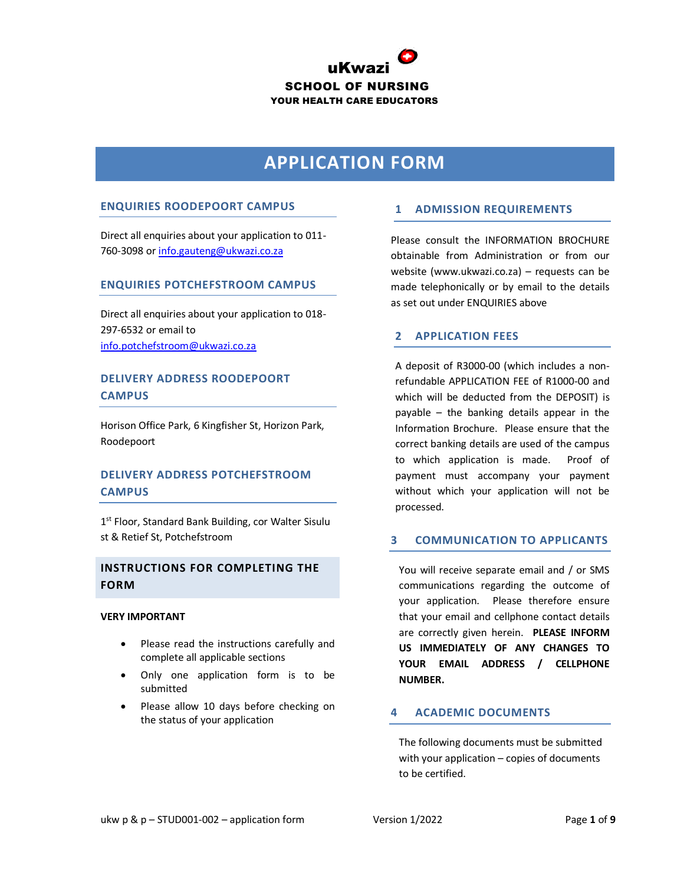uKwazi

**SCHOOL OF NURSING**

**YOUR HEALTH CARE EDUCATORS**

# APPLICATION FORM

## ENQUIRIES ROODEPOORT CAMPUS

Direct all enquiries about your application to 011-760-3098 or info.gauteng@ukwazi.co.za

## ENQUIRIES POTCHEFSTROOM CAMPUS

Direct all enquiries about your application to 018-297-6532 or email to info.potchefstroom@ukwazi.co.za

## DELIVERY ADDRESS ROODEPOORT CAMPUS

Horison Office Park, 6 Kingfisher St, Horizon Park, Roodepoort

## DELIVERY ADDRESS POTCHEFSTROOM CAMPUS

1st Floor, Standard Bank Building, cor Walter Sisulu st & Retief St, Potchefstroom

## INSTRUCTIONS FOR COMPLETING THE FORM

**VERY IMPORTANT**

- Please read the instructions carefully and complete all applicable sections
- Only one application form is to be submitted
- Please allow 10 days before checking on the status of your application

## 1 ADMISSION REQUIREMENTS

Please consult the INFORMATION BROCHURE obtainable from Administration or from our website (www.ukwazi.co.za) – requests can be made telephonically or by email to the details as set out under ENQUIRIES above

## 2 APPLICATION FEES

A deposit of R3000-00 (which includes a non-refundable APPLICATION FEE of R1000-00 and which will be deducted from the DEPOSIT) is payable – the banking details appear in the Information Brochure. Please ensure that the correct banking details are used of the campus to which application is made. Proof of payment must accompany your payment without which your application will not be processed.

## 3 COMMUNICATION TO APPLICANTS

You will receive separate email and / or SMS communications regarding the outcome of your application. Please therefore ensure that your email and cellphone contact details are correctly given herein. **PLEASE INFORM US IMMEDIATELY OF ANY CHANGES TO YOUR EMAIL ADDRESS / CELLPHONE NUMBER.**

## 4 ACADEMIC DOCUMENTS

The following documents must be submitted with your application – copies of documents to be certified.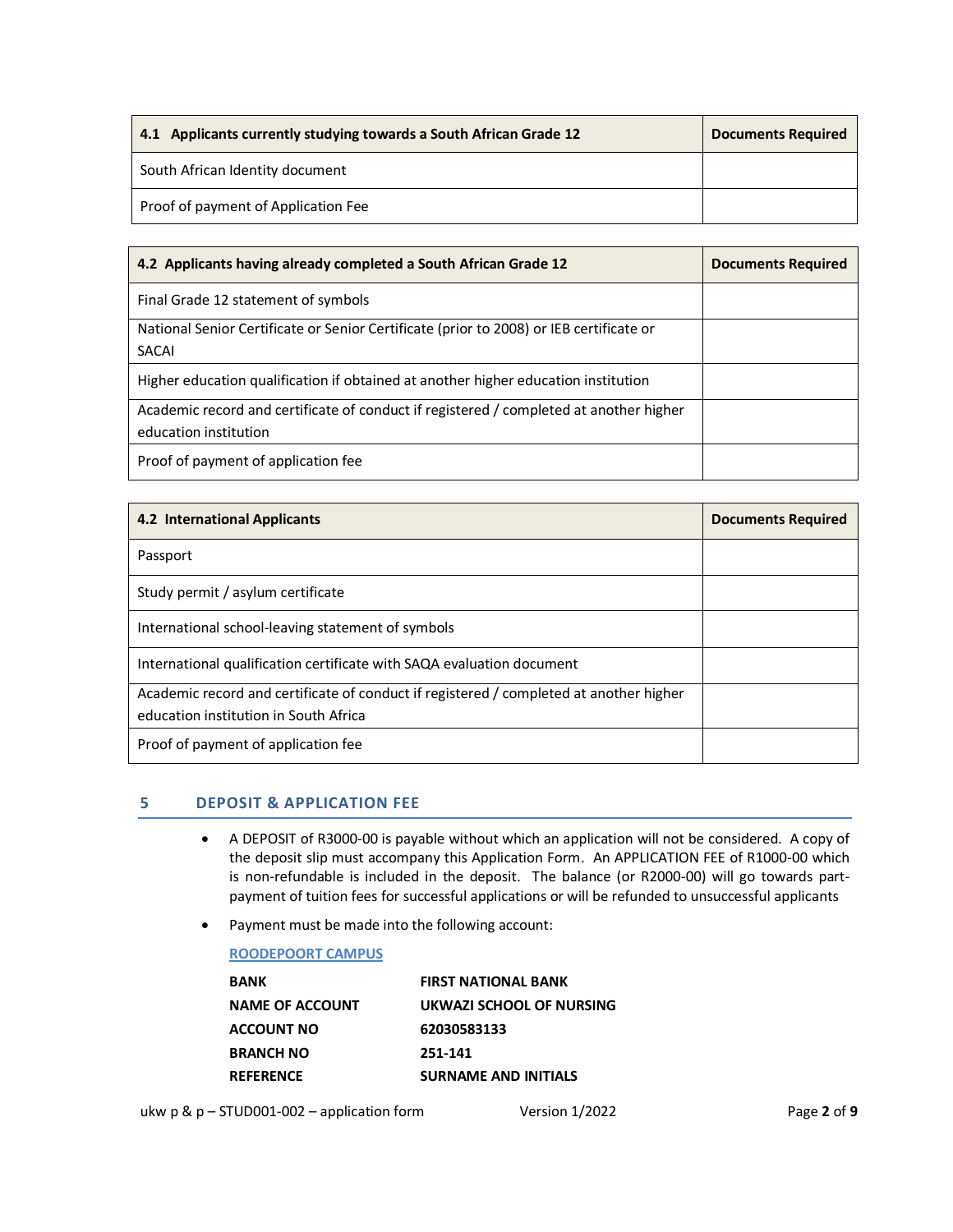| 4.1 Applicants currently studying towards a South African Grade 12 | Documents Required |
| --- | --- |
| South African Identity document | |
| Proof of payment of Application Fee | |

| 4.2 Applicants having already completed a South African Grade 12 | Documents Required |
| --- | --- |
| Final Grade 12 statement of symbols | |
| National Senior Certificate or Senior Certificate (prior to 2008) or IEB certificate or SACAI | |
| Higher education qualification if obtained at another higher education institution | |
| Academic record and certificate of conduct if registered / completed at another higher education institution | |
| Proof of payment of application fee | |

| 4.2 International Applicants | Documents Required |
| --- | --- |
| Passport | |
| Study permit / asylum certificate | |
| International school-leaving statement of symbols | |
| International qualification certificate with SAQA evaluation document | |
| Academic record and certificate of conduct if registered / completed at another higher education institution in South Africa | |
| Proof of payment of application fee | |

## 5 DEPOSIT & APPLICATION FEE

- A DEPOSIT of R3000-00 is payable without which an application will not be considered. A copy of the deposit slip must accompany this Application Form. An APPLICATION FEE of R1000-00 which is non-refundable is included in the deposit. The balance (or R2000-00) will go towards part-payment of tuition fees for successful applications or will be refunded to unsuccessful applicants
- Payment must be made into the following account:

  **ROODEPOORT CAMPUS**

  | | |
  | --- | --- |
  | **BANK** | **FIRST NATIONAL BANK** |
  | **NAME OF ACCOUNT** | **UKWAZI SCHOOL OF NURSING** |
  | **ACCOUNT NO** | **62030583133** |
  | **BRANCH NO** | **251-141** |
  | **REFERENCE** | **SURNAME AND INITIALS** |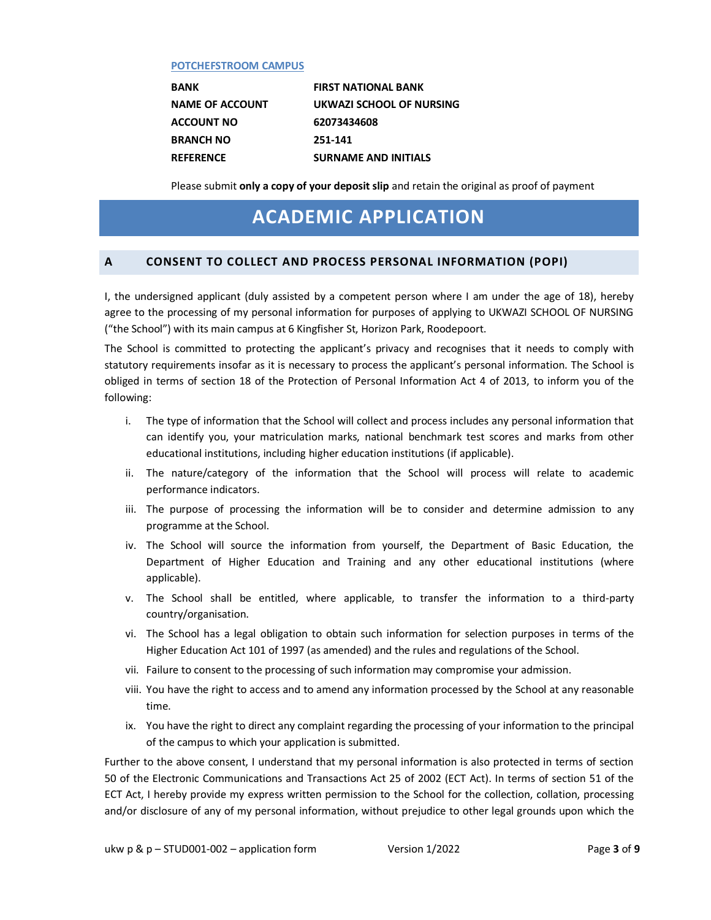POTCHEFSTROOM CAMPUS

| | |
|---|---|
| **BANK** | **FIRST NATIONAL BANK** |
| **NAME OF ACCOUNT** | **UKWAZI SCHOOL OF NURSING** |
| **ACCOUNT NO** | **62073434608** |
| **BRANCH NO** | **251-141** |
| **REFERENCE** | **SURNAME AND INITIALS** |

Please submit **only a copy of your deposit slip** and retain the original as proof of payment

# ACADEMIC APPLICATION

## A CONSENT TO COLLECT AND PROCESS PERSONAL INFORMATION (POPI)

I, the undersigned applicant (duly assisted by a competent person where I am under the age of 18), hereby agree to the processing of my personal information for purposes of applying to UKWAZI SCHOOL OF NURSING ("the School") with its main campus at 6 Kingfisher St, Horizon Park, Roodepoort.

The School is committed to protecting the applicant's privacy and recognises that it needs to comply with statutory requirements insofar as it is necessary to process the applicant's personal information. The School is obliged in terms of section 18 of the Protection of Personal Information Act 4 of 2013, to inform you of the following:

i. The type of information that the School will collect and process includes any personal information that can identify you, your matriculation marks, national benchmark test scores and marks from other educational institutions, including higher education institutions (if applicable).

ii. The nature/category of the information that the School will process will relate to academic performance indicators.

iii. The purpose of processing the information will be to consider and determine admission to any programme at the School.

iv. The School will source the information from yourself, the Department of Basic Education, the Department of Higher Education and Training and any other educational institutions (where applicable).

v. The School shall be entitled, where applicable, to transfer the information to a third-party country/organisation.

vi. The School has a legal obligation to obtain such information for selection purposes in terms of the Higher Education Act 101 of 1997 (as amended) and the rules and regulations of the School.

vii. Failure to consent to the processing of such information may compromise your admission.

viii. You have the right to access and to amend any information processed by the School at any reasonable time.

ix. You have the right to direct any complaint regarding the processing of your information to the principal of the campus to which your application is submitted.

Further to the above consent, I understand that my personal information is also protected in terms of section 50 of the Electronic Communications and Transactions Act 25 of 2002 (ECT Act). In terms of section 51 of the ECT Act, I hereby provide my express written permission to the School for the collection, collation, processing and/or disclosure of any of my personal information, without prejudice to other legal grounds upon which the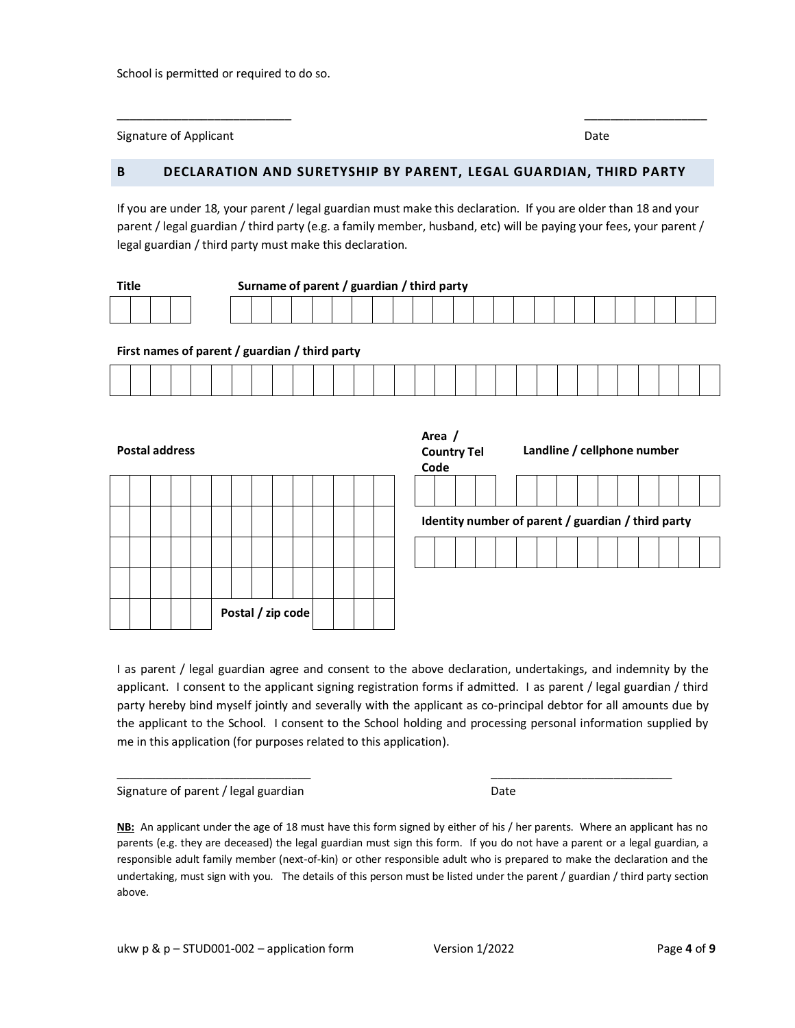School is permitted or required to do so.

___________________________ ___________________

Signature of Applicant Date

## B DECLARATION AND SURETYSHIP BY PARENT, LEGAL GUARDIAN, THIRD PARTY

If you are under 18, your parent / legal guardian must make this declaration. If you are older than 18 and your parent / legal guardian / third party (e.g. a family member, husband, etc) will be paying your fees, your parent / legal guardian / third party must make this declaration.

**Title**

**Surname of parent / guardian / third party**

**First names of parent / guardian / third party**

**Postal address**

**Postal / zip code**

**Area / Country Tel Code**

**Landline / cellphone number**

**Identity number of parent / guardian / third party**

I as parent / legal guardian agree and consent to the above declaration, undertakings, and indemnity by the applicant. I consent to the applicant signing registration forms if admitted. I as parent / legal guardian / third party hereby bind myself jointly and severally with the applicant as co-principal debtor for all amounts due by the applicant to the School. I consent to the School holding and processing personal information supplied by me in this application (for purposes related to this application).

______________________________ ____________________________

Signature of parent / legal guardian Date

**NB:** An applicant under the age of 18 must have this form signed by either of his / her parents. Where an applicant has no parents (e.g. they are deceased) the legal guardian must sign this form. If you do not have a parent or a legal guardian, a responsible adult family member (next-of-kin) or other responsible adult who is prepared to make the declaration and the undertaking, must sign with you. The details of this person must be listed under the parent / guardian / third party section above.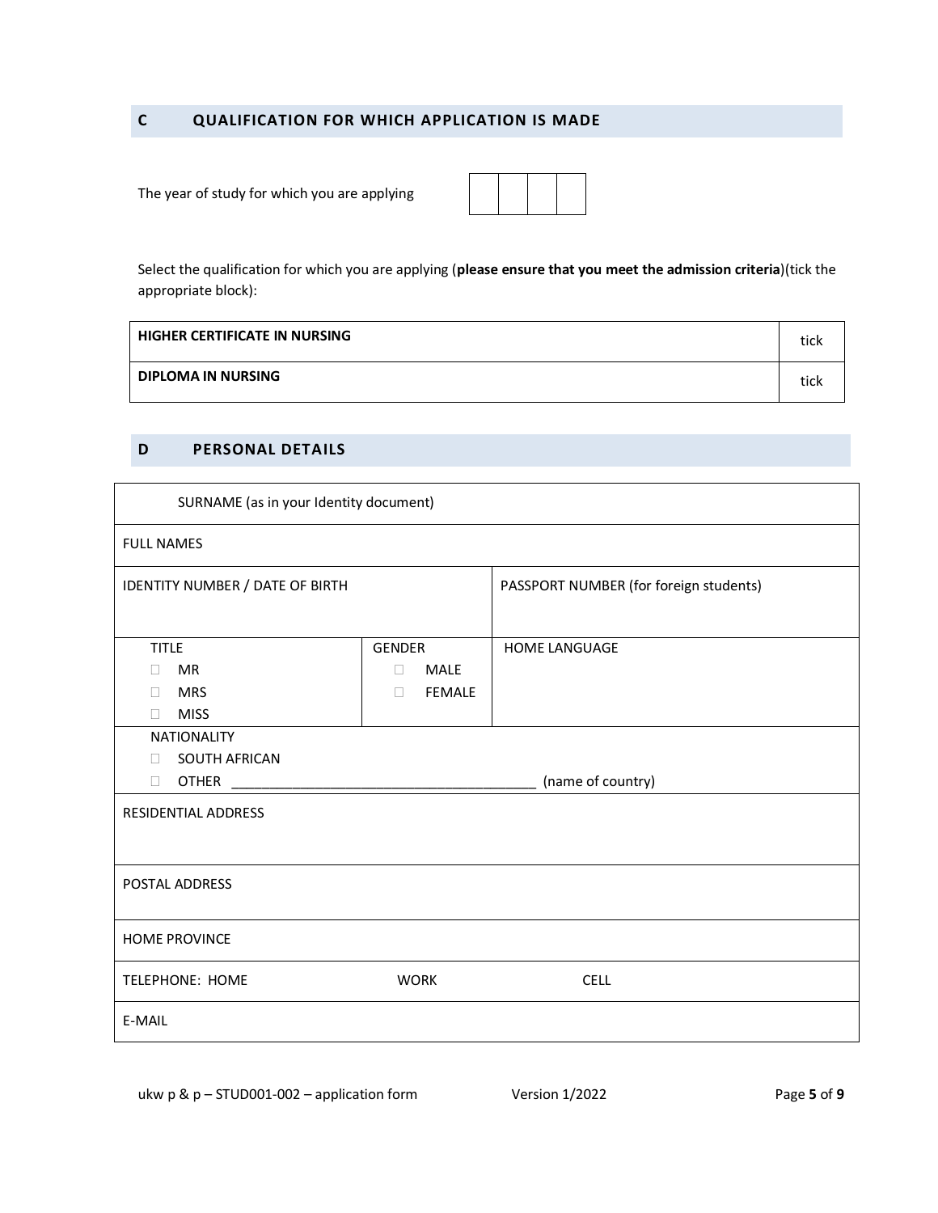## C QUALIFICATION FOR WHICH APPLICATION IS MADE

The year of study for which you are applying

| | | | |
|---|---|---|---|
| | | | |

Select the qualification for which you are applying (**please ensure that you meet the admission criteria**)(tick the appropriate block):

| | |
|---|---|
| **HIGHER CERTIFICATE IN NURSING** | tick |
| **DIPLOMA IN NURSING** | tick |

## D PERSONAL DETAILS

| | | |
|---|---|---|
| SURNAME (as in your Identity document) | | |
| FULL NAMES | | |
| IDENTITY NUMBER / DATE OF BIRTH | | PASSPORT NUMBER (for foreign students) |
| TITLE<br>☐ MR<br>☐ MRS<br>☐ MISS | GENDER<br>☐ MALE<br>☐ FEMALE | HOME LANGUAGE |
| NATIONALITY<br>☐ SOUTH AFRICAN<br>☐ OTHER _______________________________________ (name of country) | | |
| RESIDENTIAL ADDRESS | | |
| POSTAL ADDRESS | | |
| HOME PROVINCE | | |
| TELEPHONE: HOME | WORK | CELL |
| E-MAIL | | |

ukw p & p – STUD001-002 – application form Version 1/2022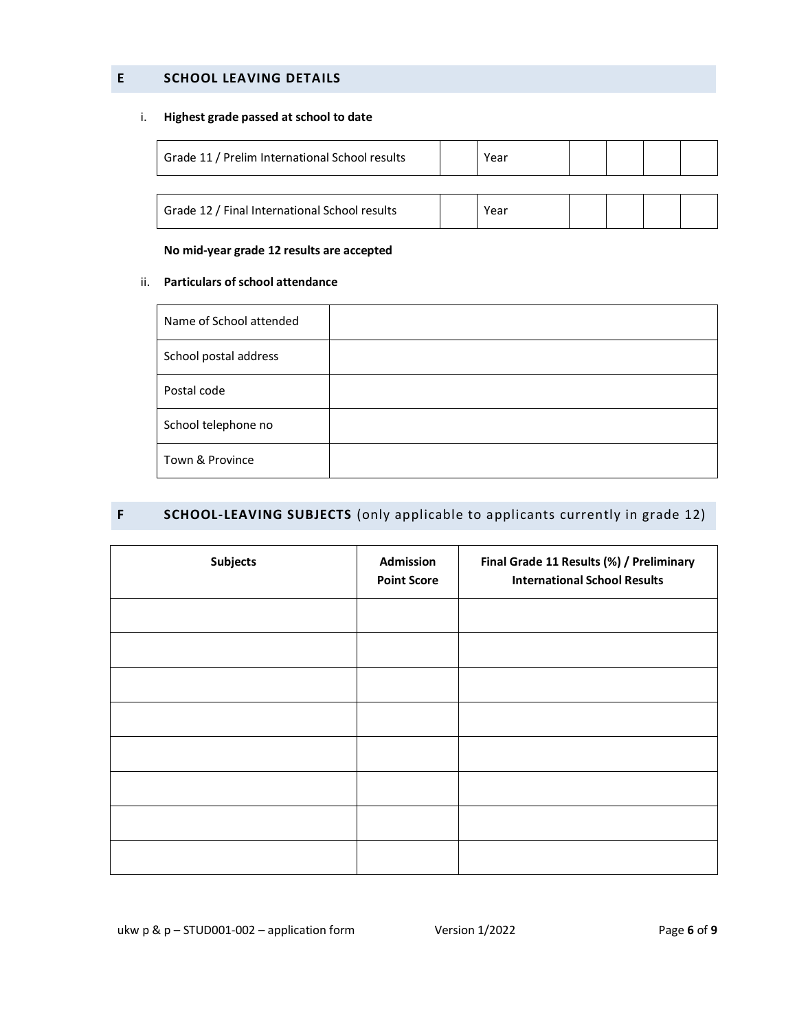## E SCHOOL LEAVING DETAILS

i. **Highest grade passed at school to date**

| Grade 11 / Prelim International School results | | Year | | | | |
|---|---|---|---|---|---|---|

| Grade 12 / Final International School results | | Year | | | | |
|---|---|---|---|---|---|---|

**No mid-year grade 12 results are accepted**

ii. **Particulars of school attendance**

| Name of School attended | |
|---|---|
| School postal address | |
| Postal code | |
| School telephone no | |
| Town & Province | |

## F SCHOOL-LEAVING SUBJECTS (only applicable to applicants currently in grade 12)

| **Subjects** | **Admission Point Score** | **Final Grade 11 Results (%) / Preliminary International School Results** |
|---|---|---|
| | | |
| | | |
| | | |
| | | |
| | | |
| | | |
| | | |
| | | |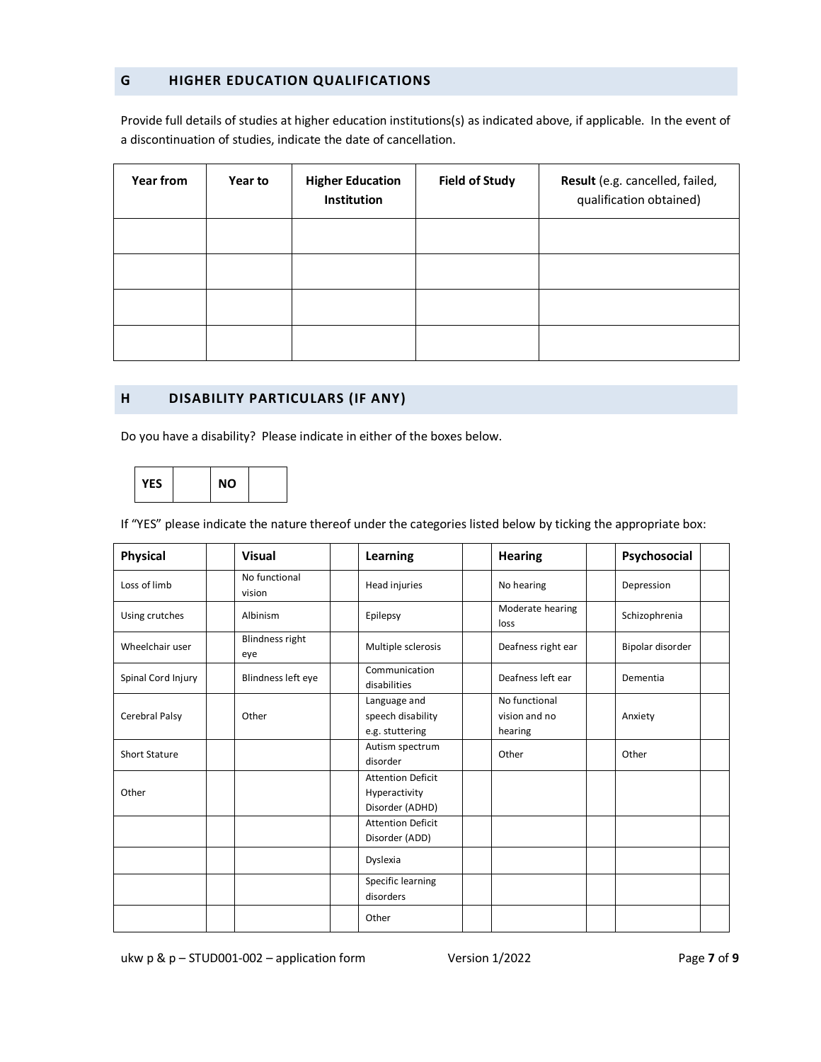## G HIGHER EDUCATION QUALIFICATIONS

Provide full details of studies at higher education institutions(s) as indicated above, if applicable. In the event of a discontinuation of studies, indicate the date of cancellation.

| Year from | Year to | Higher Education Institution | Field of Study | **Result** (e.g. cancelled, failed, qualification obtained) |
|---|---|---|---|---|
| | | | | |
| | | | | |
| | | | | |
| | | | | |

## H DISABILITY PARTICULARS (IF ANY)

Do you have a disability? Please indicate in either of the boxes below.

| YES | | NO | |
|---|---|---|---|

If "YES" please indicate the nature thereof under the categories listed below by ticking the appropriate box:

| Physical | | Visual | | Learning | | Hearing | | Psychosocial | |
|---|---|---|---|---|---|---|---|---|---|
| Loss of limb | | No functional vision | | Head injuries | | No hearing | | Depression | |
| Using crutches | | Albinism | | Epilepsy | | Moderate hearing loss | | Schizophrenia | |
| Wheelchair user | | Blindness right eye | | Multiple sclerosis | | Deafness right ear | | Bipolar disorder | |
| Spinal Cord Injury | | Blindness left eye | | Communication disabilities | | Deafness left ear | | Dementia | |
| Cerebral Palsy | | Other | | Language and speech disability e.g. stuttering | | No functional vision and no hearing | | Anxiety | |
| Short Stature | | | | Autism spectrum disorder | | Other | | Other | |
| Other | | | | Attention Deficit Hyperactivity Disorder (ADHD) | | | | | |
| | | | | Attention Deficit Disorder (ADD) | | | | | |
| | | | | Dyslexia | | | | | |
| | | | | Specific learning disorders | | | | | |
| | | | | Other | | | | | |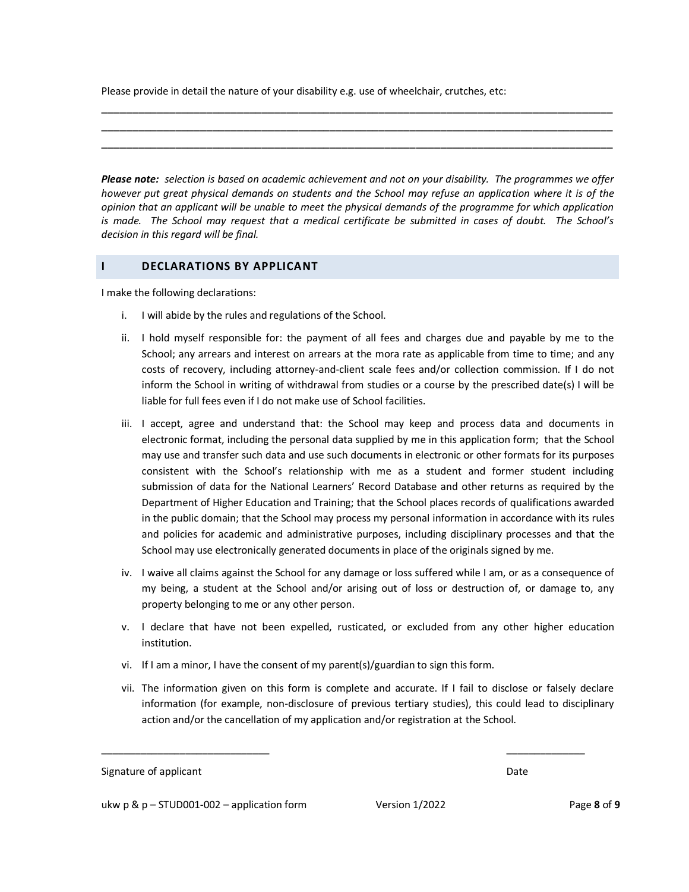Please provide in detail the nature of your disability e.g. use of wheelchair, crutches, etc:

______________________________________________________________________________________________

______________________________________________________________________________________________

______________________________________________________________________________________________

***Please note:*** *selection is based on academic achievement and not on your disability. The programmes we offer however put great physical demands on students and the School may refuse an application where it is of the opinion that an applicant will be unable to meet the physical demands of the programme for which application is made. The School may request that a medical certificate be submitted in cases of doubt. The School's decision in this regard will be final.*

## I DECLARATIONS BY APPLICANT

I make the following declarations:

i. I will abide by the rules and regulations of the School.

ii. I hold myself responsible for: the payment of all fees and charges due and payable by me to the School; any arrears and interest on arrears at the mora rate as applicable from time to time; and any costs of recovery, including attorney-and-client scale fees and/or collection commission. If I do not inform the School in writing of withdrawal from studies or a course by the prescribed date(s) I will be liable for full fees even if I do not make use of School facilities.

iii. I accept, agree and understand that: the School may keep and process data and documents in electronic format, including the personal data supplied by me in this application form; that the School may use and transfer such data and use such documents in electronic or other formats for its purposes consistent with the School's relationship with me as a student and former student including submission of data for the National Learners' Record Database and other returns as required by the Department of Higher Education and Training; that the School places records of qualifications awarded in the public domain; that the School may process my personal information in accordance with its rules and policies for academic and administrative purposes, including disciplinary processes and that the School may use electronically generated documents in place of the originals signed by me.

iv. I waive all claims against the School for any damage or loss suffered while I am, or as a consequence of my being, a student at the School and/or arising out of loss or destruction of, or damage to, any property belonging to me or any other person.

v. I declare that have not been expelled, rusticated, or excluded from any other higher education institution.

vi. If I am a minor, I have the consent of my parent(s)/guardian to sign this form.

vii. The information given on this form is complete and accurate. If I fail to disclose or falsely declare information (for example, non-disclosure of previous tertiary studies), this could lead to disciplinary action and/or the cancellation of my application and/or registration at the School.

______________________________ ______________

Signature of applicant Date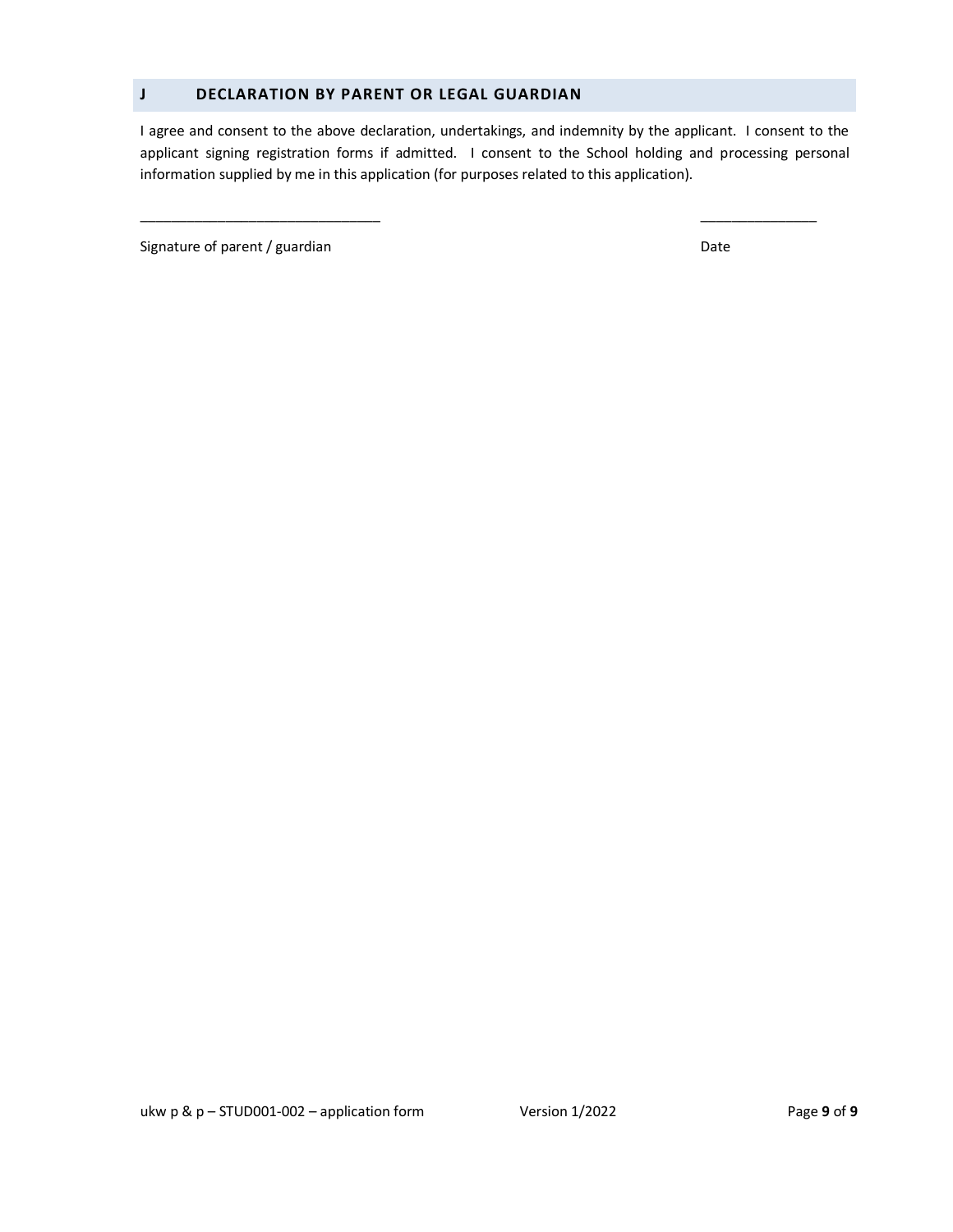## J DECLARATION BY PARENT OR LEGAL GUARDIAN

I agree and consent to the above declaration, undertakings, and indemnity by the applicant. I consent to the applicant signing registration forms if admitted. I consent to the School holding and processing personal information supplied by me in this application (for purposes related to this application).

_______________________________ _______________

Signature of parent / guardian Date